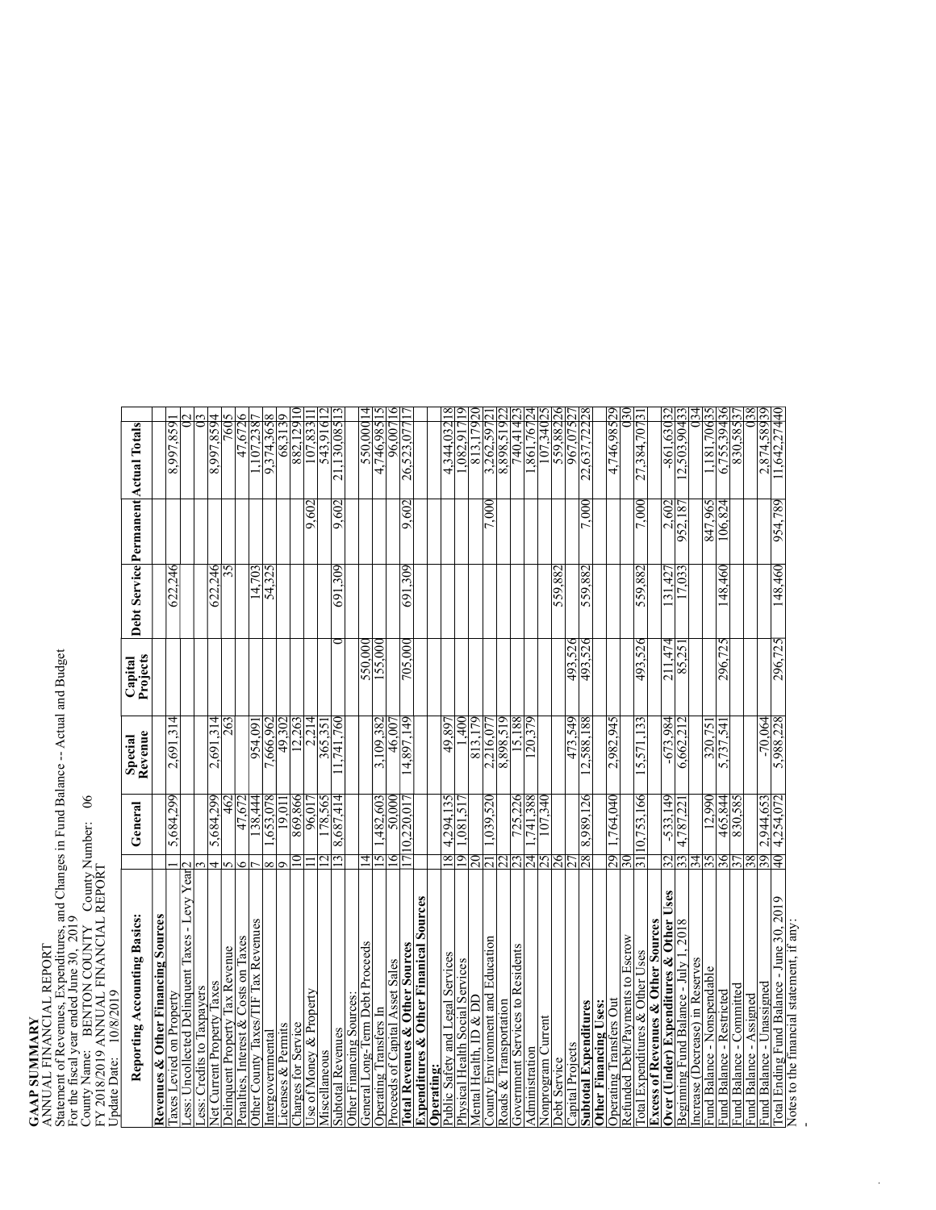**GAAP SUMMARY**
ANNUAL FINANCIAL REPORT
Statement of Revenues, Expenditures, and Changes in Fund Balance -- Actual and Budget
For the fiscal year ended June 30, 2019
County Name: BENTON COUNTY County Number: 06
FY 2018/2019 ANNUAL FINANCIAL REPORT
Update Date: 10/8/2019

| Reporting Accounting Basis: | | General | Special Revenue | Capital Projects | Debt Service | Permanent | Actual Totals | |
|---|---|---|---|---|---|---|---|---|
| **Revenues & Other Financing Sources** | | | | | | | | |
| Taxes Levied on Property | 1 | 5,684,299 | 2,691,314 | | 622,246 | | 8,997,859 | 1 |
| Less: Uncollected Delinquent Taxes - Levy Year | 2 | | | | | | 0 | 2 |
| Less: Credits to Taxpayers | 3 | | | | | | 0 | 3 |
| Net Current Property Taxes | 4 | 5,684,299 | 2,691,314 | | 622,246 | | 8,997,859 | 4 |
| Delinquent Property Tax Revenue | 5 | 462 | 263 | | 35 | | 760 | 5 |
| Penalties, Interest & Costs on Taxes | 6 | 47,672 | | | | | 47,672 | 6 |
| Other County Taxes/TIF Tax Revenues | 7 | 138,444 | 954,091 | | 14,703 | | 1,107,238 | 7 |
| Intergovernmental | 8 | 1,653,078 | 7,666,962 | | 54,325 | | 9,374,365 | 8 |
| Licenses & Permits | 9 | 19,011 | 49,302 | | | | 68,313 | 9 |
| Charges for Service | 10 | 869,866 | 12,263 | | | | 882,129 | 10 |
| Use of Money & Property | 11 | 96,017 | 2,214 | | | 9,602 | 107,833 | 11 |
| Miscellaneous | 12 | 178,565 | 365,351 | | | | 543,916 | 12 |
| Subtotal Revenues | 13 | 8,687,414 | 11,741,760 | 0 | 691,309 | 9,602 | 21,130,085 | 13 |
| Other Financing Sources: | | | | | | | | |
| General Long-Term Debt Proceeds | 14 | | | 550,000 | | | 550,000 | 14 |
| Operating Transfers In | 15 | 1,482,603 | 3,109,382 | 155,000 | | | 4,746,985 | 15 |
| Proceeds of Capital Asset Sales | 16 | 50,000 | 46,007 | | | | 96,007 | 16 |
| **Total Revenues & Other Sources** | 17 | 10,220,017 | 14,897,149 | 705,000 | 691,309 | 9,602 | 26,523,077 | 17 |
| **Expenditures & Other Finanical Sources** | | | | | | | | |
| **Operating:** | | | | | | | | |
| Public Safety and Legal Services | 18 | 4,294,135 | 49,897 | | | | 4,344,032 | 18 |
| Physical Health Social Services | 19 | 1,081,517 | 1,400 | | | | 1,082,917 | 19 |
| Mental Health, ID & DD | 20 | | 813,179 | | | | 813,179 | 20 |
| County Environment and Education | 21 | 1,039,520 | 2,216,077 | | | 7,000 | 3,262,597 | 21 |
| Roads & Transportation | 22 | | 8,898,519 | | | | 8,898,519 | 22 |
| Government Services to Residents | 23 | 725,226 | 15,188 | | | | 740,414 | 23 |
| Administration | 24 | 1,741,388 | 120,379 | | | | 1,861,767 | 24 |
| Nonprogram Current | 25 | 107,340 | | | | | 107,340 | 25 |
| Debt Service | 26 | | | | 559,882 | | 559,882 | 26 |
| Capital Projects | 27 | | 473,549 | 493,526 | | | 967,075 | 27 |
| **Subtotal Expenditures** | 28 | 8,989,126 | 12,588,188 | 493,526 | 559,882 | 7,000 | 22,637,722 | 28 |
| **Other Financing Uses:** | | | | | | | | |
| Operating Transfers Out | 29 | 1,764,040 | 2,982,945 | | | | 4,746,985 | 29 |
| Refunded Debt/Payments to Escrow | 30 | | | | | | 0 | 30 |
| Total Expenditures & Other Uses | 31 | 10,753,166 | 15,571,133 | 493,526 | 559,882 | 7,000 | 27,384,707 | 31 |
| **Excess of Revenues & Other Sources** | | | | | | | | |
| **Over (Under) Expenditures & Other Uses** | 32 | -533,149 | -673,984 | 211,474 | 131,427 | 2,602 | -861,630 | 32 |
| Beginning Fund Balance - July 1, 2018 | 33 | 4,787,221 | 6,662,212 | 85,251 | 17,033 | 952,187 | 12,503,904 | 33 |
| Increase (Decrease) in Reserves | 34 | | | | | | 0 | 34 |
| Fund Balance - Nonspendable | 35 | 12,990 | 320,751 | | | 847,965 | 1,181,706 | 35 |
| Fund Balance - Restricted | 36 | 465,844 | 5,737,541 | 296,725 | 148,460 | 106,824 | 6,755,394 | 36 |
| Fund Balance - Committed | 37 | 830,585 | | | | | 830,585 | 37 |
| Fund Balance - Assigned | 38 | | | | | | 0 | 38 |
| Fund Balance - Unassigned | 39 | 2,944,653 | -70,064 | | | | 2,874,589 | 39 |
| Total Ending Fund Balance - June 30, 2019 | 40 | 4,254,072 | 5,988,228 | 296,725 | 148,460 | 954,789 | 11,642,274 | 40 |

Notes to the financial statement, if any: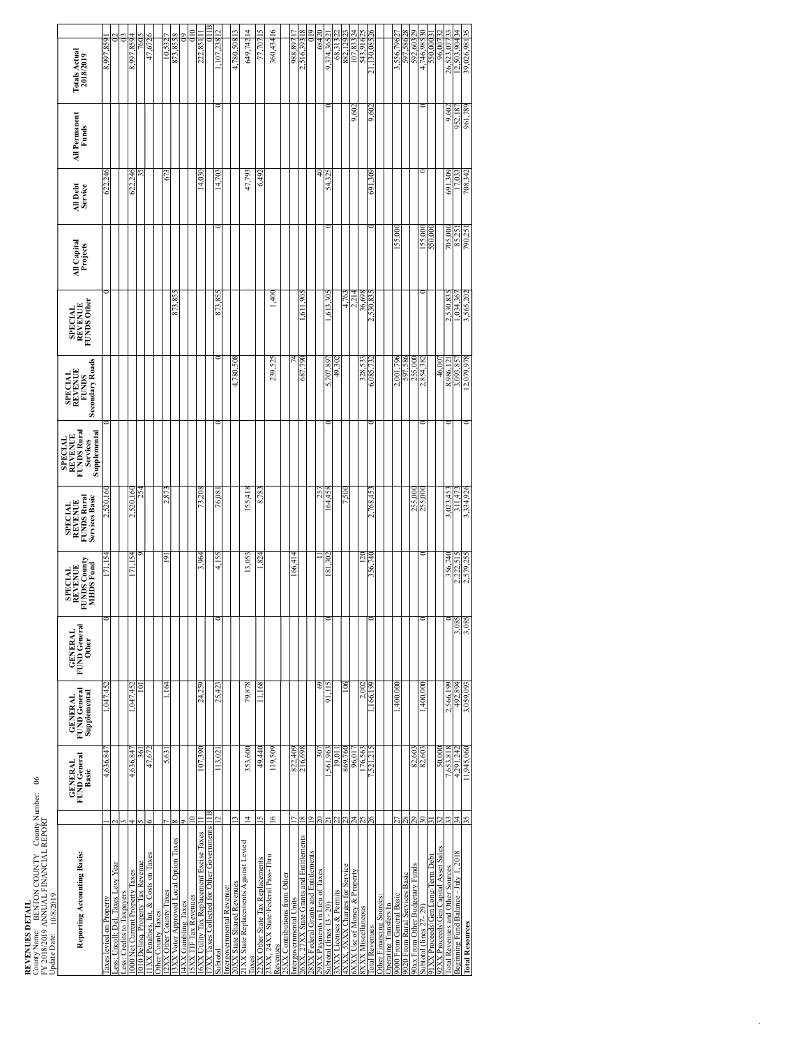**REVENUES DETAIL**

County Name: BENTON COUNTY County Number: 06

FY 2018/2019 ANNUAL FINANCIAL REPORT

Update Date: 10/8/2019

| Reporting Accounting Basis: | | GENERAL FUND General Basic | GENERAL FUND General Supplemental | GENERAL FUND General Other | SPECIAL REVENUE FUNDS County MHDS Fund | SPECIAL REVENUE FUNDS Rural Services Basic | SPECIAL REVENUE FUNDS Rural Services Supplemental | SPECIAL REVENUE FUNDS Secondary Roads | SPECIAL REVENUE FUNDS Other | All Capital Projects | All Debt Service | All Permanent Funds | Totals Actual 2018/2019 | |
|---|---|---|---|---|---|---|---|---|---|---|---|---|---|---|
| Taxes levied on Property | 1 | 4,636,847 | 1,047,452 | 0 | 171,154 | 2,520,160 | 0 | | 0 | | 622,246 | | 8,997,859 | 1 |
| Less: Uncoll. Del. Taxes Levy Year | 2 | | | | | | | | | | | | 0 | 2 |
| Less: Credits to Taxpayers | 3 | | | | | | | | | | | | 0 | 3 |
| 1000 Net Current Property Taxes | 4 | 4,636,847 | 1,047,452 | | 171,154 | 2,520,160 | | | | | 622,246 | | 8,997,859 | 4 |
| 1010 Delinq. Property Tax Revenue | 5 | 361 | 101 | | 9 | 254 | | | | | 35 | | 760 | 5 |
| 11XX Penalties, Int, & Costs on Taxes | 6 | 47,672 | | | | | | | | | | | 47,672 | 6 |
| Other County Taxes: | | | | | | | | | | | | | | |
| 12XX Other County Taxes | 7 | 5,631 | 1,164 | | 191 | 2,873 | | | | | 673 | | 10,532 | 7 |
| 13XX Voter Approved Local Option Taxes | 8 | | | | | | | | 873,855 | | | | 873,855 | 8 |
| 14XX Gambling Taxes | 9 | | | | | | | | | | | | 0 | 9 |
| 15XX TIF Tax Revenues | 10 | | | | | | | | | | | | 0 | 10 |
| 16XX Utility Tax Replacement Excise Taxes | 11 | 107,390 | 24,259 | | 3,964 | 73,208 | | | | | 14,030 | | 222,851 | 11 |
| 17XX Taxes Collected for Other Governments | 11B | | | | | | | | | | | | 0 | 11B |
| Subtotal | 12 | 113,021 | 25,423 | 0 | 4,155 | 76,081 | 0 | 0 | 873,855 | 0 | 14,703 | 0 | 1,107,238 | 12 |
| Intergovernmental Revenue: | | | | | | | | | | | | | | |
| 20XX State Shared Revenues | 13 | | | | | | | 4,780,508 | | | | | 4,780,508 | 13 |
| 21XX State Replacements Against Levied Taxes | 14 | 353,600 | 79,878 | | 13,053 | 155,418 | | | | | 47,793 | | 649,742 | 14 |
| 22XX Other State Tax Replacements | 15 | 49,440 | 11,168 | | 1,824 | 8,783 | | | | | 6,492 | | 77,707 | 15 |
| 23XX, 24XX State/Federal Pass-Thru Revenues | 16 | 119,509 | | | | | | 239,525 | 1,400 | | | | 360,434 | 16 |
| 25XX Contributions from Other Intergovernmental Units | 17 | 822,409 | | | 166,414 | | | 74 | | | | | 988,897 | 17 |
| 26XX, 27XX State Grants and Entitlements | 18 | 216,698 | | | | | | 687,790 | 1,611,905 | | | | 2,516,393 | 18 |
| 28XX Federal Grants and Entitlements | 19 | | | | | | | | | | | | 0 | 19 |
| 29XX Payments in Lieu of Taxes | 20 | 307 | 69 | | 11 | 257 | | | | | 40 | | 684 | 20 |
| Subtotal (lines 13 - 20) | 21 | 1,561,963 | 91,115 | 0 | 181,302 | 164,458 | 0 | 5,707,897 | 1,613,305 | 0 | 54,325 | 0 | 9,374,365 | 21 |
| 3XXX Licenses & Permits | 22 | 19,011 | | | | | | 49,302 | | | | | 68,313 | 22 |
| 4XXX, 5XXX Charges for Service | 23 | 869,760 | 106 | | | 7,500 | | | 4,763 | | | | 882,129 | 23 |
| 6XXX Use of Money & Property | 24 | 96,017 | | | | | | | 2,214 | | | 9,602 | 107,833 | 24 |
| 8XXX Miscellaneous | 25 | 176,563 | 2,002 | | 120 | | | 328,533 | 36,698 | | | | 543,916 | 25 |
| Total Revenues | 26 | 7,521,215 | 1,166,199 | 0 | 356,740 | 2,768,453 | 0 | 6,085,732 | 2,530,835 | 0 | 691,309 | 9,602 | 21,130,085 | 26 |
| Other Financing Sources: | | | | | | | | | | | | | | |
| Operating Transfers In | | | | | | | | | | | | | | |
| 9000 From General Basic | 27 | | 1,400,000 | | | | | 2,001,796 | | 155,000 | | | 3,556,796 | 27 |
| 9020 From Rural Services Basic | 28 | | | | | | | 597,586 | | | | | 597,586 | 28 |
| 90xx From Other Budgetary Funds | 29 | 82,603 | | | | 255,000 | | 255,000 | | | | | 592,603 | 29 |
| Subtotal (lines 27 - 29) | 30 | 82,603 | 1,400,000 | 0 | 0 | 255,000 | 0 | 2,854,382 | 0 | 155,000 | 0 | | 4,746,985 | 30 |
| 91XX Proceeds/Gen Long-Term Debt | 31 | | | | | | | | | 550,000 | | | 550,000 | 31 |
| 92XX Proceeds/Gen Capital Asset Sales | 32 | 50,000 | | | | | | 46,007 | | | | | 96,007 | 32 |
| Total Revenues and Other Sources | 33 | 7,653,818 | 2,566,199 | 0 | 356,740 | 3,023,453 | 0 | 8,986,121 | 2,530,835 | 705,000 | 691,309 | 9,602 | 26,523,077 | 33 |
| Beginning Fund Balance - July 1, 2018 | 34 | 4,291,242 | 492,894 | 3,085 | 2,222,515 | 311,473 | | 3,093,857 | 1,034,367 | 85,251 | 17,033 | 952,187 | 12,503,904 | 34 |
| **Total Resources** | 35 | 11,945,060 | 3,059,093 | 3,085 | 2,579,255 | 3,334,926 | 0 | 12,079,978 | 3,565,202 | 790,251 | 708,342 | 961,789 | 39,026,981 | 35 |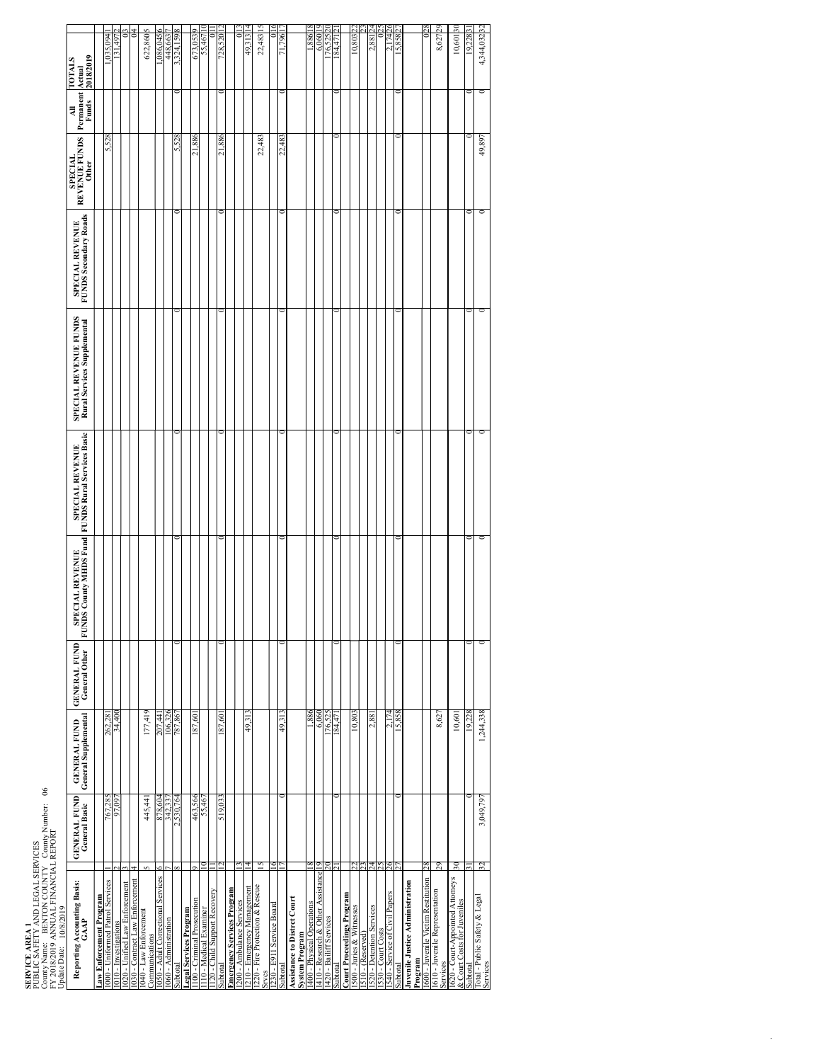**SERVICE AREA 1**
PUBLIC SAFETY AND LEGAL SERVICES
County Name: BENTON COUNTY County Number: 06
FY 2018/2019 ANNUAL FINANCIAL REPORT
Update Date: 10/8/2019

| Reporting Accounting Basis: GAAP | | GENERAL FUND General Basic | GENERAL FUND General Supplemental | GENERAL FUND General Other | SPECIAL REVENUE FUNDS County MHDS Fund | SPECIAL REVENUE FUNDS Rural Services Basic | SPECIAL REVENUE FUNDS Rural Services Supplemental | SPECIAL REVENUE FUNDS Secondary Roads | SPECIAL REVENUE FUNDS Other | All Permanent Funds | TOTALS Actual 2018/2019 | |
|---|---|---|---|---|---|---|---|---|---|---|---|---|
| **Law Enforcement Program** | | | | | | | | | | | | |
| 1000 - Uniformed Patrol Services | 1 | 767,285 | 262,281 | | | | | | 5,528 | | 1,035,094 | 1 |
| 1010 - Investigations | 2 | 97,097 | 34,400 | | | | | | | | 131,497 | 2 |
| 1020 - Unified Law Enforcement | 3 | | | | | | | | | | 0 | 3 |
| 1030 - Contract Law Enforcement | 4 | | | | | | | | | | 0 | 4 |
| 1040 - Law Enforcement Communications | 5 | 445,441 | 177,419 | | | | | | | | 622,860 | 5 |
| 1050 - Adult Correctional Services | 6 | 878,604 | 207,441 | | | | | | | | 1,086,045 | 6 |
| 1060 - Administration | 7 | 342,337 | 106,326 | | | | | | | | 448,663 | 7 |
| Subtotal | 8 | 2,530,764 | 787,867 | 0 | 0 | 0 | 0 | 0 | 5,528 | 0 | 3,324,159 | 8 |
| **Legal Services Program** | | | | | | | | | | | | |
| 1100 - Criminal Prosecution | 9 | 463,566 | 187,601 | | | | | | 21,886 | | 673,053 | 9 |
| 1110 - Medical Examiner | 10 | 55,467 | | | | | | | | | 55,467 | 10 |
| 1120 - Child Support Recovery | 11 | | | | | | | | | | 0 | 11 |
| Subtotal | 12 | 519,033 | 187,601 | 0 | 0 | 0 | 0 | 0 | 21,886 | 0 | 728,520 | 12 |
| **Emergency Services Program** | | | | | | | | | | | | |
| 1200 - Ambulance Services | 13 | | | | | | | | | | 0 | 13 |
| 1210 - Emergency Management | 14 | | 49,313 | | | | | | | | 49,313 | 14 |
| 1220 - Fire Protection & Rescue Srvcs | 15 | | | | | | | | 22,483 | | 22,483 | 15 |
| 1230 - E911 Service Board | 16 | | | | | | | | | | 0 | 16 |
| Subtotal | 17 | 0 | 49,313 | 0 | 0 | 0 | 0 | 0 | 22,483 | 0 | 71,796 | 17 |
| **Assistance to District Court System Program** | | | | | | | | | | | | |
| 1400 - Physical Operations | 18 | | 1,886 | | | | | | | | 1,886 | 18 |
| 1410 - Research & Other Assistance | 19 | | 6,060 | | | | | | | | 6,060 | 19 |
| 1420 - Bailiff Services | 20 | | 176,525 | | | | | | | | 176,525 | 20 |
| Subtotal | 21 | 0 | 184,471 | 0 | 0 | 0 | 0 | 0 | 0 | 0 | 184,471 | 21 |
| **Court Proceedings Program** | | | | | | | | | | | | |
| 1500 - Juries & Witnesses | 22 | | 10,803 | | | | | | | | 10,803 | 22 |
| 1510 - (Reserved) | 23 | | | | | | | | | | | 23 |
| 1520 - Detention Services | 24 | | 2,881 | | | | | | | | 2,881 | 24 |
| 1530 - Court Costs | 25 | | | | | | | | | | 0 | 25 |
| 1540 - Service of Civil Papers | 26 | | 2,174 | | | | | | | | 2,174 | 26 |
| Subtotal | 27 | 0 | 15,858 | 0 | 0 | 0 | 0 | 0 | 0 | 0 | 15,858 | 27 |
| **Juvenile Justice Administration Program** | | | | | | | | | | | | |
| 1600 - Juvenile Victim Restitution | 28 | | | | | | | | | | 0 | 28 |
| 1610 - Juvenile Representation Services | 29 | | 8,627 | | | | | | | | 8,627 | 29 |
| 1620 - Court-Appointed Attorneys & Court Costs for Juveniles | 30 | | 10,601 | | | | | | | | 10,601 | 30 |
| Subtotal | 31 | 0 | 19,228 | 0 | 0 | 0 | 0 | 0 | 0 | 0 | 19,228 | 31 |
| Total - Public Safety & Legal Services | 32 | 3,049,797 | 1,244,338 | 0 | 0 | 0 | 0 | 0 | 49,897 | 0 | 4,344,032 | 32 |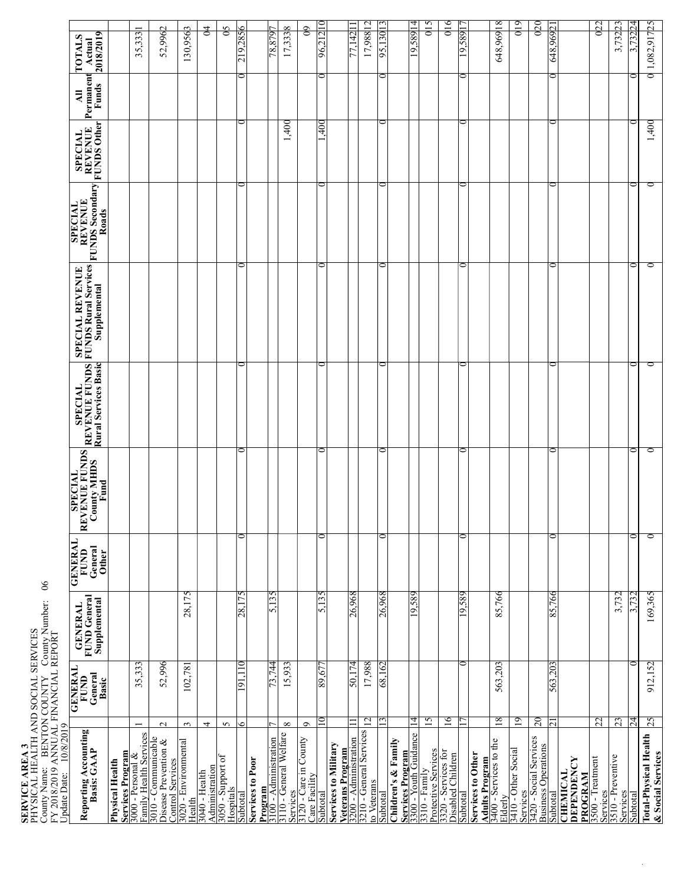**SERVICE AREA 3**
PHYSICAL HEALTH AND SOCIAL SERVICES
County Name: BENTON COUNTY County Number: 06
FY 2018/2019 ANNUAL FINANCIAL REPORT
Update Date: 10/8/2019

| Reporting Accounting Basis: GAAP | | GENERAL FUND General Basic | GENERAL FUND General Supplemental | GENERAL FUND General Other | SPECIAL REVENUE FUNDS County MHDS Fund | SPECIAL REVENUE FUNDS Rural Services Basic | SPECIAL REVENUE FUNDS Rural Services Supplemental | SPECIAL REVENUE FUNDS Secondary Roads | SPECIAL REVENUE FUNDS Other | All Permanent Funds | TOTALS Actual 2018/2019 | |
|---|---|---|---|---|---|---|---|---|---|---|---|---|
| **Physical Health Services Program** | | | | | | | | | | | | |
| 3000 - Personal & Family Health Services | 1 | 35,333 | | | | | | | | | 35,333 | 1 |
| 3010 - Communicable Disease Prevention & Control Services | 2 | 52,996 | | | | | | | | | 52,996 | 2 |
| 3020 - Environmental Health | 3 | 102,781 | 28,175 | | | | | | | | 130,956 | 3 |
| 3040 - Health Administration | 4 | | | | | | | | | | 0 | 4 |
| 3050 - Support of Hospitals | 5 | | | | | | | | | | 0 | 5 |
| Subtotal | 6 | 191,110 | 28,175 | 0 | 0 | 0 | 0 | 0 | 0 | 0 | 219,285 | 6 |
| **Services to Poor Program** | | | | | | | | | | | | |
| 3100 - Administration | 7 | 73,744 | 5,135 | | | | | | | | 78,879 | 7 |
| 3110 - General Welfare Services | 8 | 15,933 | | | | | | | 1,400 | | 17,333 | 8 |
| 3120 - Care in County Care Facility | 9 | | | | | | | | | | 0 | 9 |
| Subtotal | 10 | 89,677 | 5,135 | 0 | 0 | 0 | 0 | 0 | 1,400 | 0 | 96,212 | 10 |
| **Services to Military Veterans Program** | | | | | | | | | | | | |
| 3200 - Administration | 11 | 50,174 | 26,968 | | | | | | | | 77,142 | 11 |
| 3210 - General Services to Veterans | 12 | 17,988 | | | | | | | | | 17,988 | 12 |
| Subtotal | 13 | 68,162 | 26,968 | 0 | 0 | 0 | 0 | 0 | 0 | 0 | 95,130 | 13 |
| **Children's & Family Services Program** | | | | | | | | | | | | |
| 3300 - Youth Guidance | 14 | | 19,589 | | | | | | | | 19,589 | 14 |
| 3310 - Family Protective Services | 15 | | | | | | | | | | 0 | 15 |
| 3320 - Services for Disabled Children | 16 | | | | | | | | | | 0 | 16 |
| Subtotal | 17 | 0 | 19,589 | 0 | 0 | 0 | 0 | 0 | 0 | 0 | 19,589 | 17 |
| **Services to Other Adults Program** | | | | | | | | | | | | |
| 3400 - Services to the Elderly | 18 | 563,203 | 85,766 | | | | | | | | 648,969 | 18 |
| 3410 - Other Social Services | 19 | | | | | | | | | | 0 | 19 |
| 3420 - Social Services Business Operations | 20 | | | | | | | | | | 0 | 20 |
| Subtotal | 21 | 563,203 | 85,766 | 0 | 0 | 0 | 0 | 0 | 0 | 0 | 648,969 | 21 |
| **CHEMICAL DEPENDENCY PROGRAM** | | | | | | | | | | | | |
| 3500 - Treatment Services | 22 | | | | | | | | | | 0 | 22 |
| 3510 - Preventive Services | 23 | | 3,732 | | | | | | | | 3,732 | 23 |
| Subtotal | 24 | 0 | 3,732 | 0 | 0 | 0 | 0 | 0 | 0 | 0 | 3,732 | 24 |
| **Total-Physical Health & Social Services** | 25 | 912,152 | 169,365 | 0 | 0 | 0 | 0 | 0 | 1,400 | 0 | 1,082,917 | 25 |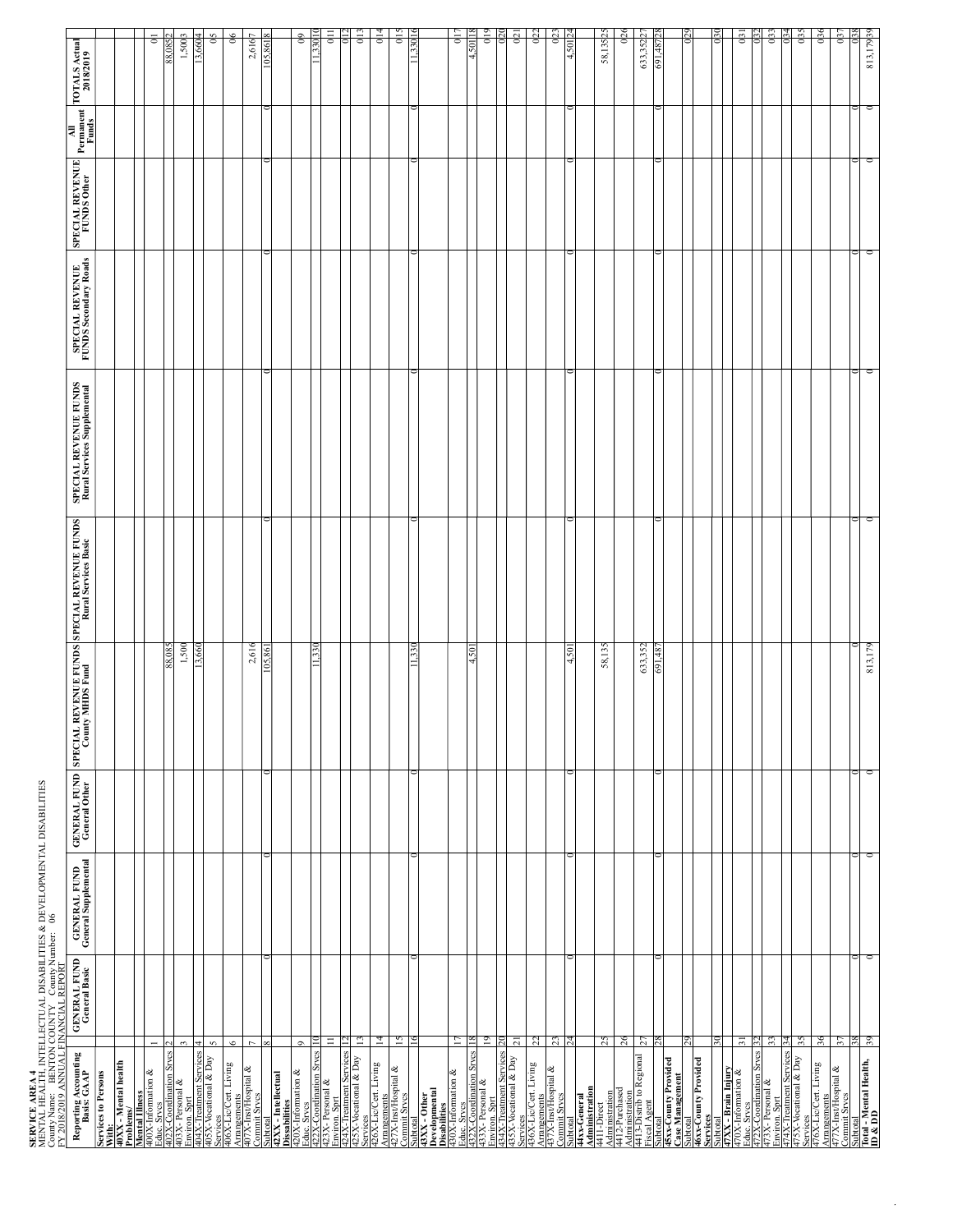**SERVICE AREA 4**
MENTAL HEALTH, INTELLECTUAL DISABILITIES & DEVELOPMENTAL DISABILITIES
County Name: BENTON COUNTY County Number: 06
FY 2018/2019 ANNUAL FINANCIAL REPORT

| Reporting Accounting Basis: GAAP | | GENERAL FUND General Basic | GENERAL FUND General Supplemental | GENERAL FUND General Other | SPECIAL REVENUE FUNDS County MHDS Fund | SPECIAL REVENUE FUNDS Rural Services Basic | SPECIAL REVENUE FUNDS Rural Services Supplemental | SPECIAL REVENUE FUNDS Secondary Roads | SPECIAL REVENUE FUNDS Other | All Permanent Funds | TOTALS Actual 2018/2019 | |
|---|---|---|---|---|---|---|---|---|---|---|---|---|
| **Services to Persons With:** | | | | | | | | | | | | |
| **40XX - Mental health Problems/ Mental Illness** | | | | | | | | | | | | |
| 400X-Information & Educ. Srvcs | 1 | | | | | | | | | | | 01 |
| 402X-Coordination Srvcs | 2 | | | | 88,085 | | | | | | 88,085 | 2 |
| 403X- Personal & Environ. Sprt | 3 | | | | 1,500 | | | | | | 1,500 | 3 |
| 404X-Treatment Services | 4 | | | | 13,660 | | | | | | 13,660 | 4 |
| 405X-Vocational & Day Services | 5 | | | | | | | | | | | 05 |
| 406X-Lic/Cert. Living Arrangements | 6 | | | | | | | | | | | 06 |
| 407X-Inst/Hospital & Commit Srvcs | 7 | | | | 2,616 | | | | | | 2,616 | 7 |
| Subtotal | 8 | 0 | 0 | 0 | 105,861 | 0 | | 0 | 0 | 0 | 105,861 | 8 |
| **42XX - Intellectual Disabilities** | | | | | | | | | | | | |
| 420X-Information & Educ. Srvcs | 9 | | | | | | | | | | | 09 |
| 422X-Coordination Srvcs | 10 | | | | 11,330 | | | | | | 11,330 | 10 |
| 423X- Personal & Environ. Sprt | 11 | | | | | | | | | | | 011 |
| 424X-Treatment Services | 12 | | | | | | | | | | | 012 |
| 425X-Vocational & Day Services | 13 | | | | | | | | | | | 013 |
| 426X-Lic/Cert. Living Arrangements | 14 | | | | | | | | | | | 014 |
| 427X-Inst/Hospital & Commit Srvcs | 15 | | | | | | | | | | | 015 |
| Subtotal | 16 | 0 | 0 | 0 | 11,330 | 0 | | 0 | 0 | 0 | 11,330 | 16 |
| **43XX - Other Developmental Disabilities** | | | | | | | | | | | | |
| 430X-Information & Educ. Srvcs | 17 | | | | | | | | | | | 017 |
| 432X-Coordination Srvcs | 18 | | | | 4,501 | | | | | | 4,501 | 18 |
| 433X- Personal & Environ. Sprt | 19 | | | | | | | | | | | 019 |
| 434X-Treatment Services | 20 | | | | | | | | | | | 020 |
| 435X-Vocational & Day Services | 21 | | | | | | | | | | | 021 |
| 436X-Lic/Cert. Living Arrangements | 22 | | | | | | | | | | | 022 |
| 437X-Inst/Hospital & Commit Srvcs | 23 | | | | | | | | | | | 023 |
| Subtotal | 24 | 0 | 0 | 0 | 4,501 | 0 | | 0 | 0 | 0 | 4,501 | 24 |
| **44xx-General Administration** | | | | | | | | | | | | |
| 4411-Direct Administration | 25 | | | | 58,135 | | | | | | 58,135 | 25 |
| 4412-Purchased Administration | 26 | | | | | | | | | | | 026 |
| 4413-Distrib to Regional Fiscal Agent | 27 | | | | 633,352 | | | | | | 633,352 | 27 |
| Subtotal | 28 | 0 | 0 | 0 | 691,487 | 0 | | 0 | 0 | 0 | 691,487 | 28 |
| **45xx-County Provided Case Management** | | | | | | | | | | | | |
| Subtotal | 29 | | | | | | | | | | | 029 |
| **46xx-County Provided Services** | | | | | | | | | | | | |
| Subtotal | 30 | | | | | | | | | | | 030 |
| **47XX - Brain Injury** | | | | | | | | | | | | |
| 470X-Information & Educ. Srvcs | 31 | | | | | | | | | | | 031 |
| 472X-Coordination Srvcs | 32 | | | | | | | | | | | 032 |
| 473X- Personal & Environ. Sprt | 33 | | | | | | | | | | | 033 |
| 474X-Treatment Services | 34 | | | | | | | | | | | 034 |
| 475X-Vocational & Day Services | 35 | | | | | | | | | | | 035 |
| 476X-Lic/Cert. Living Arrangements | 36 | | | | | | | | | | | 036 |
| 477X-Inst/Hospital & Commit Srvcs | 37 | | | | | | | | | | | 037 |
| Subtotal | 38 | 0 | 0 | 0 | 0 | 0 | 0 | 0 | 0 | 0 | 0 | 38 |
| **Total - Mental Health, ID & DD** | 39 | 0 | 0 | 0 | 813,179 | 0 | 0 | 0 | 0 | 0 | 813,179 | 39 |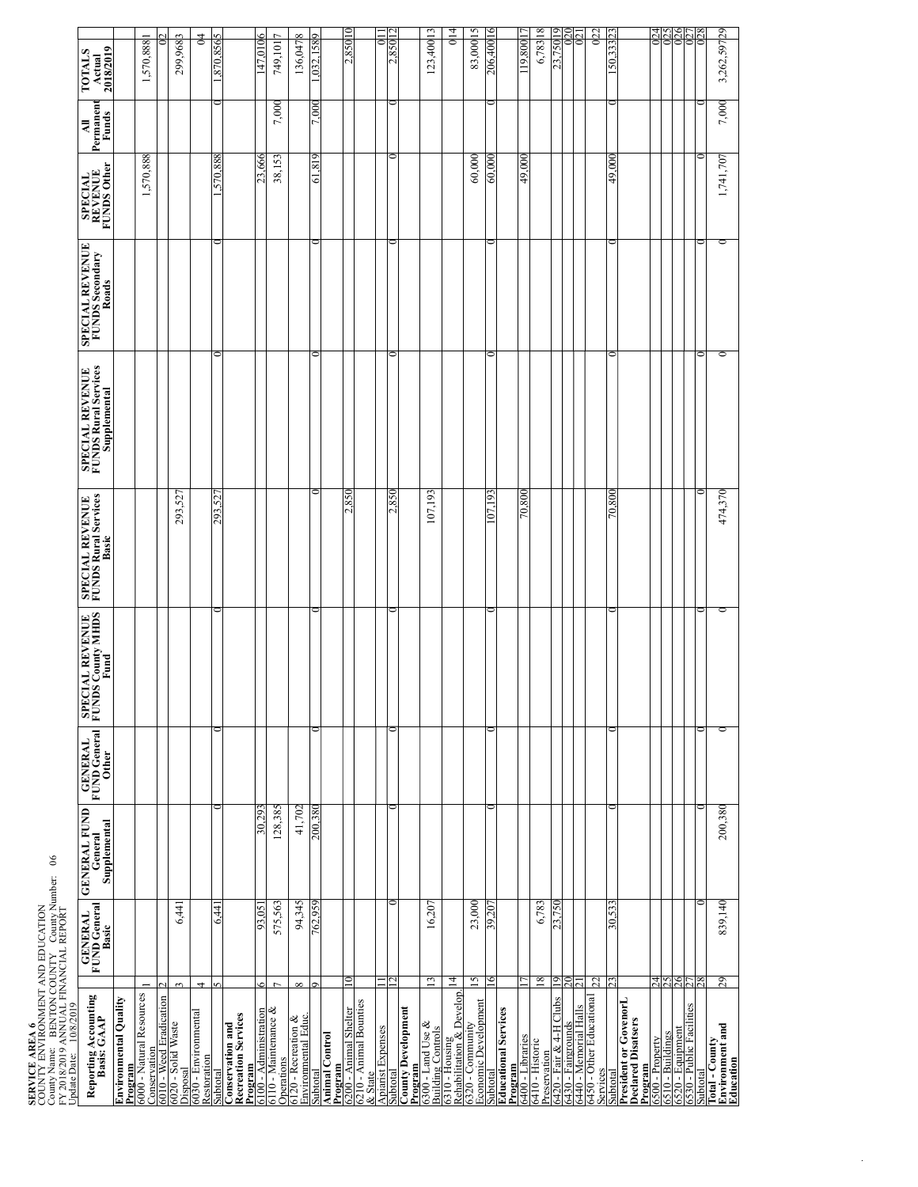**SERVICE AREA 6**
COUNTY ENVIRONMENT AND EDUCATION
County Name: BENTON COUNTY County Number: 06
FY 2018/2019 ANNUAL FINANCIAL REPORT
Update Date: 10/8/2019

| Reporting Accounting Basis: GAAP | | GENERAL FUND General Basic | GENERAL FUND General Supplemental | GENERAL FUND General Other | SPECIAL REVENUE FUNDS County MHDS Fund | SPECIAL REVENUE FUNDS Rural Services Basic | SPECIAL REVENUE FUNDS Rural Services Supplemental | SPECIAL REVENUE FUNDS Secondary Roads | SPECIAL REVENUE FUNDS Other | All Permanent Funds | TOTALS Actual 2018/2019 | |
|---|---|---|---|---|---|---|---|---|---|---|---|---|
| **Environmental Quality Program** | | | | | | | | | | | | |
| 6000 - Natural Resources Conservation | 1 | | | | | | | | 1,570,888 | | 1,570,888 | 1 |
| 6010 - Weed Eradication | 2 | | | | | | | | | | 0 | 2 |
| 6020 - Solid Waste Disposal | 3 | 6,441 | | | | 293,527 | | | | | 299,968 | 3 |
| 6030 - Environmental Restoration | 4 | | | | | | | | | | 0 | 4 |
| Subtotal | 5 | 6,441 | 0 | 0 | 0 | 293,527 | 0 | 0 | 1,570,888 | 0 | 1,870,856 | 5 |
| **Conservation and Recreation Services Program** | | | | | | | | | | | | |
| 6100 - Administration | 6 | 93,051 | 30,293 | | | | | | 23,666 | | 147,010 | 6 |
| 6110 - Maintenance & Operations | 7 | 575,563 | 128,385 | | | | | | 38,153 | 7,000 | 749,101 | 7 |
| 6120 - Recreation & Environmental Educ. | 8 | 94,345 | 41,702 | | | | | | | | 136,047 | 8 |
| Subtotal | 9 | 762,959 | 200,380 | 0 | 0 | 0 | 0 | 0 | 61,819 | 7,000 | 1,032,158 | 9 |
| **Animal Control Program** | | | | | | | | | | | | |
| 6200 - Animal Shelter | 10 | | | | | 2,850 | | | | | 2,850 | 10 |
| 6210 - Animal Bounties & State Apiarist Expenses | 11 | | | | | | | | | | 0 | 11 |
| Subtotal | 12 | 0 | 0 | 0 | 0 | 2,850 | 0 | 0 | 0 | 0 | 2,850 | 12 |
| **County Development Program** | | | | | | | | | | | | |
| 6300 - Land Use & Building Controls | 13 | 16,207 | | | | 107,193 | | | | | 123,400 | 13 |
| 6310 - Housing Rehabilitation & Develop. | 14 | | | | | | | | | | 0 | 14 |
| 6320 - Community Economic Development | 15 | 23,000 | | | | | | | 60,000 | | 83,000 | 15 |
| Subtotal | 16 | 39,207 | 0 | 0 | 0 | 107,193 | 0 | 0 | 60,000 | 0 | 206,400 | 16 |
| **Educational Services Program** | | | | | | | | | | | | |
| 6400 - Libraries | 17 | | | | | 70,800 | | | 49,000 | | 119,800 | 17 |
| 6410 - Historic Preservation | 18 | 6,783 | | | | | | | | | 6,783 | 18 |
| 6420 - Fair & 4-H Clubs | 19 | 23,750 | | | | | | | | | 23,750 | 19 |
| 6430 - Fairgrounds | 20 | | | | | | | | | | 0 | 20 |
| 6440 - Memorial Halls | 21 | | | | | | | | | | 0 | 21 |
| 6450 - Other Educational Services | 22 | | | | | | | | | | 0 | 22 |
| Subtotal | 23 | 30,533 | 0 | 0 | 0 | 70,800 | 0 | 0 | 49,000 | 0 | 150,333 | 23 |
| **President or Governor Declared Disasters Program** | | | | | | | | | | | | |
| 6500 - Property | 24 | | | | | | | | | | 0 | 24 |
| 6510 - Buildings | 25 | | | | | | | | | | 0 | 25 |
| 6520 - Equipment | 26 | | | | | | | | | | 0 | 26 |
| 6530 - Public Facilities | 27 | | | | | | | | | | 0 | 27 |
| Subtotal | 28 | 0 | 0 | 0 | 0 | 0 | 0 | 0 | 0 | 0 | 0 | 28 |
| **Total - County Environment and Education** | 29 | 839,140 | 200,380 | 0 | 0 | 474,370 | 0 | 0 | 1,741,707 | 7,000 | 3,262,597 | 29 |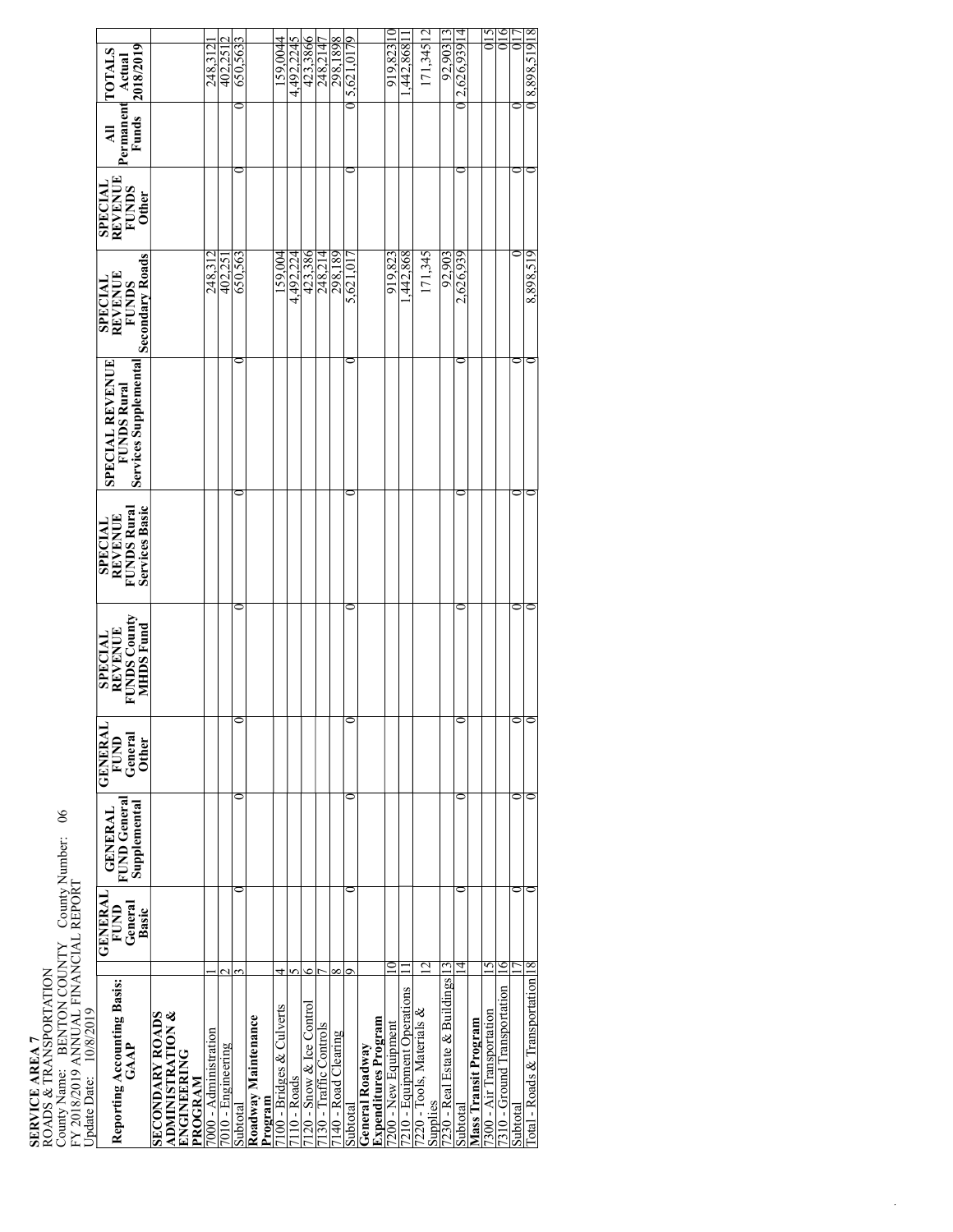**SERVICE AREA 7**
ROADS & TRANSPORTATION
County Name: BENTON COUNTY County Number: 06
FY 2018/2019 ANNUAL FINANCIAL REPORT
Update Date: 10/8/2019

| Reporting Accounting Basis: GAAP | | GENERAL FUND General Basic | GENERAL FUND General Supplemental | GENERAL FUND General Other | SPECIAL REVENUE FUNDS County MHDS Fund | SPECIAL REVENUE FUNDS Rural Services Basic | SPECIAL REVENUE FUNDS Rural Services Supplemental | SPECIAL REVENUE FUNDS Secondary Roads | SPECIAL REVENUE FUNDS Other | All Permanent Funds | TOTALS Actual 2018/2019 | |
|---|---|---|---|---|---|---|---|---|---|---|---|---|
| **SECONDARY ROADS ADMINISTRATION & ENGINEERING PROGRAM** | | | | | | | | | | | | |
| 7000 - Administration | 1 | | | | | | | 248,312 | | | 248,312 | 1 |
| 7010 - Engineering | 2 | | | | | | | 402,251 | | | 402,251 | 2 |
| Subtotal | 3 | 0 | 0 | 0 | 0 | 0 | 0 | 650,563 | 0 | 0 | 650,563 | 3 |
| **Roadway Maintenance Program** | | | | | | | | | | | | |
| 7100 - Bridges & Culverts | 4 | | | | | | | 159,004 | | | 159,004 | 4 |
| 7110 - Roads | 5 | | | | | | | 4,492,224 | | | 4,492,224 | 5 |
| 7120 - Snow & Ice Control | 6 | | | | | | | 423,386 | | | 423,386 | 6 |
| 7130 - Traffic Controls | 7 | | | | | | | 248,214 | | | 248,214 | 7 |
| 7140 - Road Clearing | 8 | | | | | | | 298,189 | | | 298,189 | 8 |
| Subtotal | 9 | 0 | 0 | 0 | 0 | 0 | 0 | 5,621,017 | 0 | 0 | 5,621,017 | 9 |
| **General Roadway Expenditures Program** | | | | | | | | | | | | |
| 7200 - New Equipment | 10 | | | | | | | 919,823 | | | 919,823 | 10 |
| 7210 - Equipment Operations | 11 | | | | | | | 1,442,868 | | | 1,442,868 | 11 |
| 7220 - Tools, Materials & Supplies | 12 | | | | | | | 171,345 | | | 171,345 | 12 |
| 7230 - Real Estate & Buildings | 13 | | | | | | | 92,903 | | | 92,903 | 13 |
| Subtotal | 14 | 0 | 0 | 0 | 0 | 0 | 0 | 2,626,939 | 0 | 0 | 2,626,939 | 14 |
| **Mass Transit Program** | | | | | | | | | | | | |
| 7300 - Air Transportation | 15 | | | | | | | | | | 0 | 15 |
| 7310 - Ground Transportation | 16 | | | | | | | | | | 0 | 16 |
| Subtotal | 17 | 0 | 0 | 0 | 0 | 0 | 0 | 0 | 0 | 0 | 0 | 17 |
| Total - Roads & Transportation | 18 | 0 | 0 | 0 | 0 | 0 | 0 | 8,898,519 | 0 | 0 | 8,898,519 | 18 |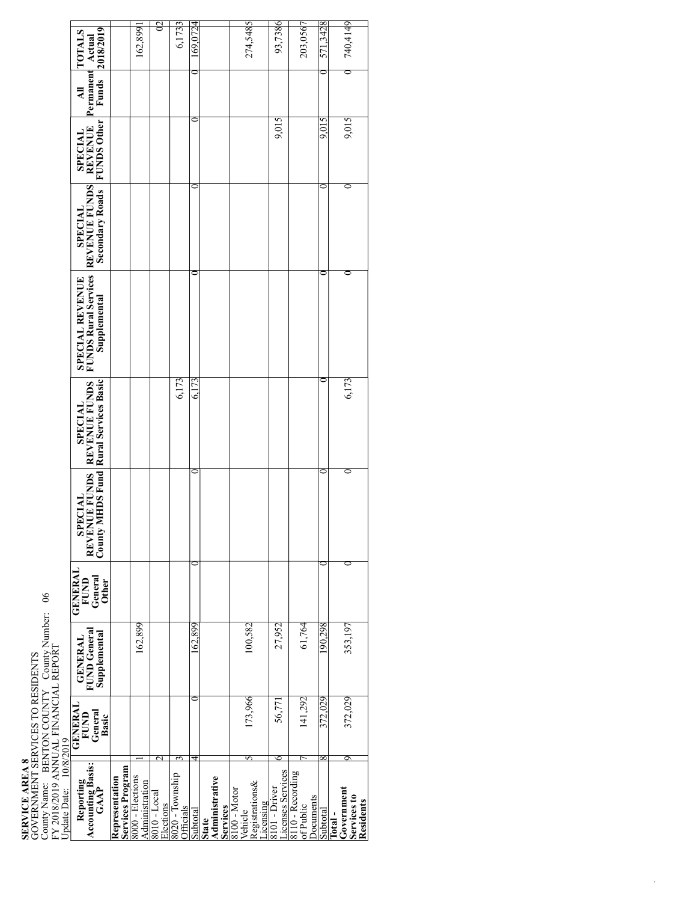**SERVICE AREA 8**
GOVERNMENT SERVICES TO RESIDENTS
County Name: BENTON COUNTY County Number: 06
FY 2018/2019 ANNUAL FINANCIAL REPORT
Update Date: 10/8/2019

| Reporting Accounting Basis: GAAP | | GENERAL FUND General Basic | GENERAL FUND General Supplemental | GENERAL FUND General Other | SPECIAL REVENUE FUNDS County MHDS Fund | SPECIAL REVENUE FUNDS Rural Services Basic | SPECIAL REVENUE FUNDS Rural Services Supplemental | SPECIAL REVENUE FUNDS Secondary Roads | SPECIAL REVENUE FUNDS Other | All Permanent Funds | TOTALS Actual 2018/2019 |
|---|---|---|---|---|---|---|---|---|---|---|---|
| **Representation Services Program** | | | | | | | | | | | |
| 8000 - Elections Administration | 1 | | 162,899 | | | | | | | | 162,899 |
| 8010 - Local Elections | 2 | | | | | | | | | | 0 |
| 8020 - Township Officials | 3 | | | | | 6,173 | | | | | 6,173 |
| Subtotal | 4 | 0 | 162,899 | 0 | 0 | 6,173 | 0 | 0 | 0 | 0 | 169,072 |
| **State Administrative Services** | | | | | | | | | | | |
| 8100 - Motor Vehicle Registrations& Licensing | 5 | 173,966 | 100,582 | | | | | | | | 274,548 |
| 8101 - Driver Licenses Services | 6 | 56,771 | 27,952 | | | | | | 9,015 | | 93,738 |
| 8110 - Recording of Public Documents | 7 | 141,292 | 61,764 | | | | | | | | 203,056 |
| Subtotal | 8 | 372,029 | 190,298 | 0 | 0 | 0 | 0 | 0 | 9,015 | 0 | 571,342 |
| **Total - Government Services to Residents** | 9 | 372,029 | 353,197 | 0 | 0 | 6,173 | 0 | 0 | 9,015 | 0 | 740,414 |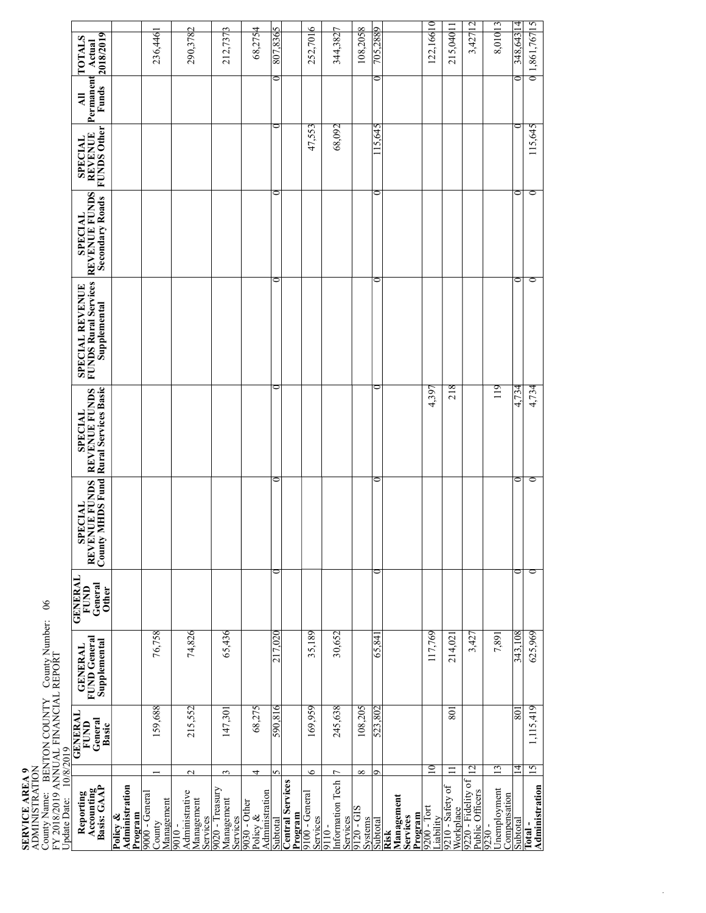**SERVICE AREA 9**
ADMINISTRATION
County Name: BENTON COUNTY County Number: 06
FY 2018/2019 ANNUAL FINANCIAL REPORT
Update Date: 10/8/2019

| Reporting Accounting Basis: GAAP | | GENERAL FUND General Basic | GENERAL FUND General Supplemental | GENERAL FUND General Other | SPECIAL REVENUE FUNDS County MHDS Fund | SPECIAL REVENUE FUNDS Rural Services Basic | SPECIAL REVENUE FUNDS Rural Services Supplemental | SPECIAL REVENUE FUNDS Secondary Roads | SPECIAL REVENUE FUNDS Other | All Permanent Funds | TOTALS Actual 2018/2019 | |
|---|---|---|---|---|---|---|---|---|---|---|---|---|
| **Policy & Administration Program** | | | | | | | | | | | | |
| 9000 - General County Management | 1 | 159,688 | 76,758 | | | | | | | | 236,446 | 1 |
| 9010 - Administrative Management Services | 2 | 215,552 | 74,826 | | | | | | | | 290,378 | 2 |
| 9020 - Treasury Management Services | 3 | 147,301 | 65,436 | | | | | | | | 212,737 | 3 |
| 9030 - Other Policy & Administration | 4 | 68,275 | | | | | | | | | 68,275 | 4 |
| Subtotal | 5 | 590,816 | 217,020 | 0 | 0 | 0 | 0 | 0 | 0 | 0 | 807,836 | 5 |
| **Central Services Program** | | | | | | | | | | | | |
| 9100 - General Services | 6 | 169,959 | 35,189 | | | | | | 47,553 | | 252,701 | 6 |
| 9110 - Information Tech Services | 7 | 245,638 | 30,652 | | | | | | 68,092 | | 344,382 | 7 |
| 9120 - GIS Systems | 8 | 108,205 | | | | | | | | | 108,205 | 8 |
| Subtotal | 9 | 523,802 | 65,841 | 0 | 0 | 0 | 0 | 0 | 115,645 | 0 | 705,288 | 9 |
| **Risk Management Services Program** | | | | | | | | | | | | |
| 9200 - Tort Liability | 10 | | 117,769 | | | 4,397 | | | | | 122,166 | 10 |
| 9210 - Safety of Workplace | 11 | 801 | 214,021 | | | 218 | | | | | 215,040 | 11 |
| 9220 - Fidelity of Public Officers | 12 | | 3,427 | | | | | | | | 3,427 | 12 |
| 9230 - Unemployment Compensation | 13 | | 7,891 | | | 119 | | | | | 8,010 | 13 |
| Subtotal | 14 | 801 | 343,108 | 0 | 0 | 4,734 | 0 | 0 | 0 | 0 | 348,643 | 14 |
| **Total - Administration** | 15 | 1,115,419 | 625,969 | 0 | 0 | 4,734 | 0 | 0 | 115,645 | 0 | 1,861,767 | 15 |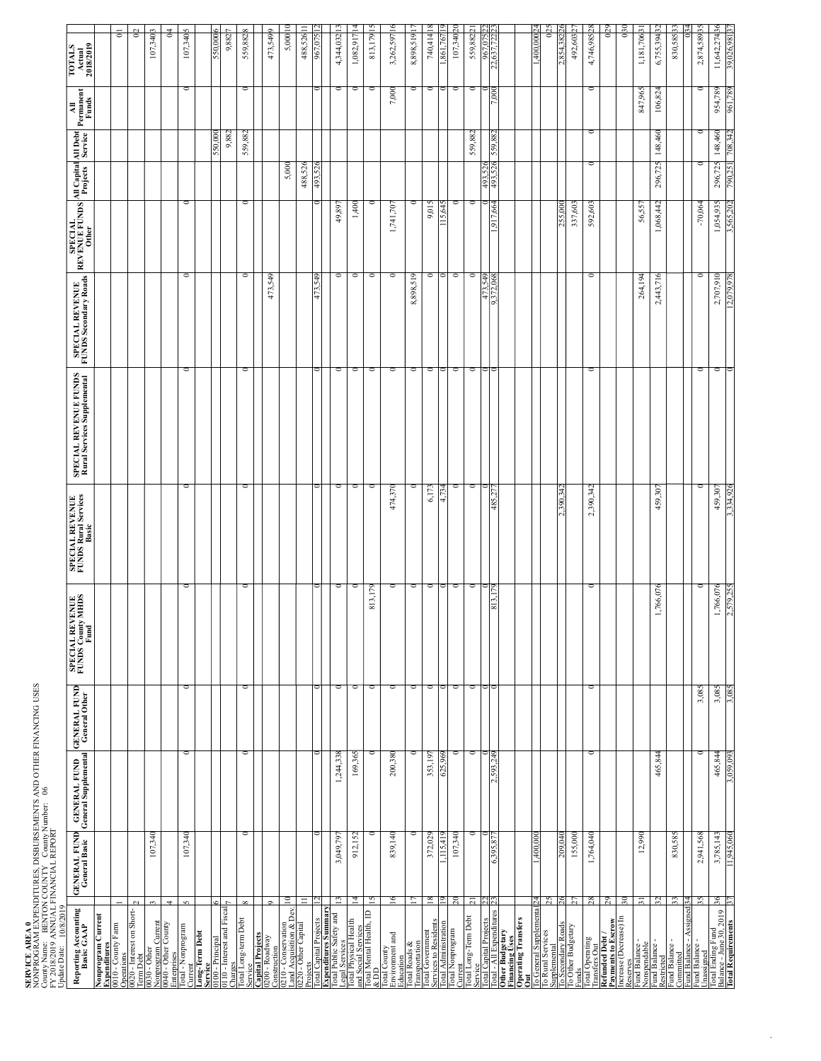**SERVICE AREA 0**
NONPROGRAM EXPENDITURES, DISBURSEMENTS AND OTHER FINANCING USES
County Name: BENTON COUNTY County Number: 06
FY 2018/2019 ANNUAL FINANCIAL REPORT
Update Date: 10/8/2019

| Reporting Accounting Basis: GAAP | | GENERAL FUND General Basic | GENERAL FUND General Supplemental | GENERAL FUND General Other | SPECIAL REVENUE FUNDS County MHDS Fund | SPECIAL REVENUE FUNDS Rural Services Basic | SPECIAL REVENUE FUNDS Rural Services Supplemental | SPECIAL REVENUE FUNDS Secondary Roads | SPECIAL REVENUE FUNDS Other | All Capital Projects | All Debt Service | All Permanent Funds | TOTALS Actual 2018/2019 | |
|---|---|---|---|---|---|---|---|---|---|---|---|---|---|---|
| **Nonprogram Current Expenditures** | | | | | | | | | | | | | | |
| 0010 - County Farm Operations | 1 | | | | | | | | | | | | 0 | 1 |
| 0020 - Interest on Short-Term Debt | 2 | | | | | | | | | | | | 0 | 2 |
| 0030 - Other Nonprogram Current | 3 | 107,340 | | | | | | | | | | | 107,340 | 3 |
| 0040 - Other County Enterprises | 4 | | | | | | | | | | | | 0 | 4 |
| Total - Nonprogram Current | 5 | 107,340 | 0 | 0 | 0 | 0 | 0 | 0 | 0 | 0 | | 0 | 107,340 | 5 |
| **Long-Term Debt Service** | | | | | | | | | | | | | | |
| 0100 - Principal | 6 | | | | | | | | | | 550,000 | | 550,000 | 6 |
| 0110 - Interest and Fiscal Charges | 7 | | | | | | | | | | 9,882 | | 9,882 | 7 |
| Total Long-term Debt Service | 8 | 0 | 0 | 0 | 0 | 0 | 0 | 0 | 0 | | 559,882 | 0 | 559,882 | 8 |
| **Capital Projects** | | | | | | | | | | | | | | |
| 0200 - Roadway Construction | 9 | | | | | | | 473,549 | | | | | 473,549 | 9 |
| 0210 - Conservation Land Acquisition & Dev. | 10 | | | | | | | | | 5,000 | | | 5,000 | 10 |
| 0220 - Other Capital Projects | 11 | | | | | | | | | 488,526 | | | 488,526 | 11 |
| Total Capital Projects | 12 | 0 | 0 | 0 | 0 | 0 | 0 | 473,549 | 0 | 493,526 | | 0 | 967,075 | 12 |
| **Expenditures Summary** | | | | | | | | | | | | | | |
| Total Public Safety and Legal Services | 13 | 3,049,797 | 1,244,338 | 0 | 0 | 0 | 0 | 0 | 49,897 | | | 0 | 4,344,032 | 13 |
| Total Physical Health and Social Services | 14 | 912,152 | 169,365 | 0 | 0 | 0 | 0 | 0 | 1,400 | | | 0 | 1,082,917 | 14 |
| Total Mental Health, ID & DD | 15 | 0 | 0 | 0 | 813,179 | 0 | 0 | 0 | 0 | | | 0 | 813,179 | 15 |
| Total County Environment and Education | 16 | 839,140 | 200,380 | 0 | 0 | 474,370 | 0 | 0 | 1,741,707 | | | 7,000 | 3,262,597 | 16 |
| Total Roads & Transportation | 17 | 0 | 0 | 0 | 0 | 0 | 0 | 8,898,519 | 0 | | | 0 | 8,898,519 | 17 |
| Total Government Services to Residents | 18 | 372,029 | 353,197 | 0 | 0 | 6,173 | 0 | 0 | 9,015 | | | 0 | 740,414 | 18 |
| Total Administration | 19 | 1,115,419 | 625,969 | 0 | 0 | 4,734 | 0 | 0 | 115,645 | | | 0 | 1,861,767 | 19 |
| Total Nonprogram Current | 20 | 107,340 | 0 | 0 | 0 | 0 | 0 | 0 | 0 | | | 0 | 107,340 | 20 |
| Total Long-Term Debt Service | 21 | 0 | 0 | 0 | 0 | 0 | 0 | 0 | 0 | | 559,882 | 0 | 559,882 | 21 |
| Total Capital Projects | 22 | 0 | 0 | 0 | 0 | 0 | 0 | 473,549 | 0 | 493,526 | | 0 | 967,075 | 22 |
| Total - All Expenditures | 23 | 6,395,877 | 2,593,249 | 0 | 813,179 | 485,277 | 0 | 9,372,068 | 1,917,664 | 493,526 | 559,882 | 7,000 | 22,637,722 | 23 |
| **Other Budgetary Financing Uses** | | | | | | | | | | | | | | |
| **Operating Transfers Out** | | | | | | | | | | | | | | |
| To General Supplemental | 24 | 1,400,000 | | | | | | | | | | | 1,400,000 | 24 |
| To Rural Services Supplemental | 25 | | | | | | | | | | | | 0 | 25 |
| To Secondary Roads | 26 | 209,040 | | | | 2,390,342 | | | 255,000 | | | | 2,854,382 | 26 |
| To Other Budgetary Funds | 27 | 155,000 | | | | | | | 337,603 | | | | 492,603 | 27 |
| Total Operating Transfers Out | 28 | 1,764,040 | 0 | 0 | 0 | 2,390,342 | 0 | 0 | 592,603 | 0 | 0 | 0 | 4,746,985 | 28 |
| **Refunded Debt / Payments to Escrow** | 29 | | | | | | | | | | | | 0 | 29 |
| Increase (Decrease) In Reserves | 30 | | | | | | | | | | | | 0 | 30 |
| Fund Balance - Nonspendable | 31 | 12,990 | | | | | | 264,194 | 56,557 | | | 847,965 | 1,181,706 | 31 |
| Fund Balance - Restricted | 32 | | 465,844 | | 1,766,076 | 459,307 | | 2,443,716 | 1,068,442 | 296,725 | 148,460 | 106,824 | 6,755,394 | 32 |
| Fund Balance - Committed | 33 | 830,585 | | | | | | | | | | | 830,585 | 33 |
| Fund Balance - Assigned | 34 | | | | | | | | | | | | 0 | 34 |
| Fund Balance - Unassigned | 35 | 2,941,568 | 0 | 3,085 | 0 | 0 | 0 | 0 | -70,064 | 0 | 0 | 0 | 2,874,589 | 35 |
| Total Ending Fund Balance - June 30, 2019 | 36 | 3,785,143 | 465,844 | 3,085 | 1,766,076 | 459,307 | 0 | 2,707,910 | 1,054,935 | 296,725 | 148,460 | 954,789 | 11,642,274 | 36 |
| **Total Requirements** | 37 | 11,945,060 | 3,059,093 | 3,085 | 2,579,255 | 3,334,926 | 0 | 12,079,978 | 3,565,202 | 790,251 | 708,342 | 961,789 | 39,026,981 | 37 |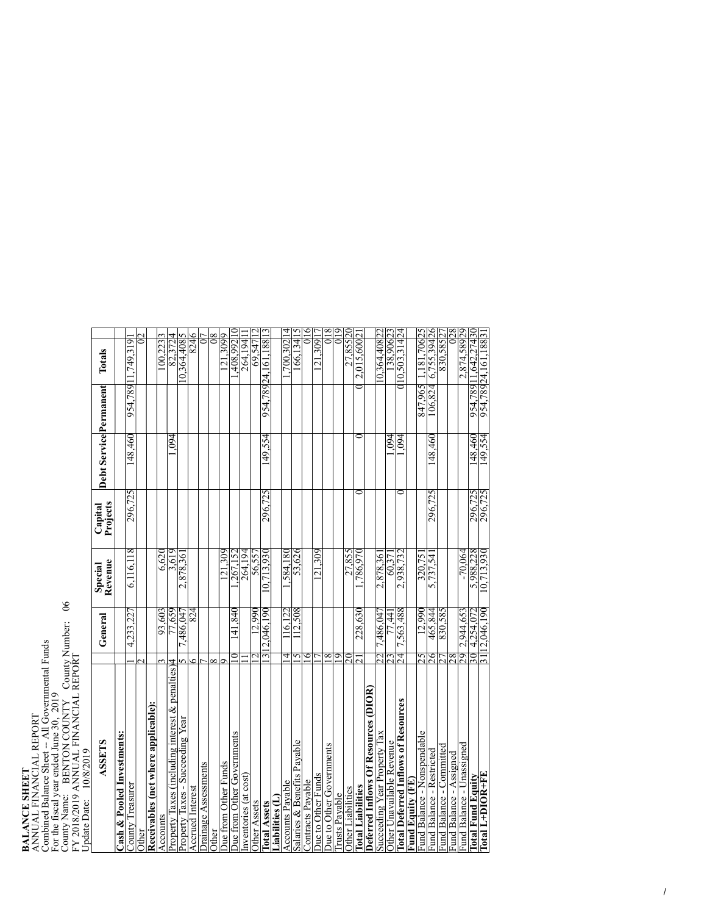**BALANCE SHEET**
ANNUAL FINANCIAL REPORT
Combined Balance Sheet -- All Governmental Funds
For the fiscal year ended June 30, 2019
County Name: BENTON COUNTY County Number: 06
FY 2018/2019 ANNUAL FINANCIAL REPORT
Update Date: 10/8/2019

| ASSETS | | General | Special Revenue | Capital Projects | Debt Service | Permanent | Totals | |
|---|---|---|---|---|---|---|---|---|
| **Cash & Pooled Investments:** | | | | | | | | |
| County Treasurer | 1 | 4,233,227 | 6,116,118 | 296,725 | 148,460 | 954,789 | 11,749,319 | 1 |
| Other | 2 | | | | | | 0 | 2 |
| **Receivables (net where applicable):** | | | | | | | | |
| Accounts | 3 | 93,603 | 6,620 | | | | 100,223 | 3 |
| Property Taxes (including interest & penalties) | 4 | 77,659 | 3,619 | | 1,094 | | 82,372 | 4 |
| Property Taxes - Succeeding Year | 5 | 7,486,047 | 2,878,361 | | | | 10,364,408 | 5 |
| Accrued Interest | 6 | 824 | | | | | 824 | 6 |
| Drainage Assessments | 7 | | | | | | 0 | 7 |
| Other | 8 | | | | | | 0 | 8 |
| Due from Other Funds | 9 | | 121,309 | | | | 121,309 | 9 |
| Due from Other Governments | 10 | 141,840 | 1,267,152 | | | | 1,408,992 | 10 |
| Inventories (at cost) | 11 | | 264,194 | | | | 264,194 | 11 |
| Other Assets | 12 | 12,990 | 56,557 | | | | 69,547 | 12 |
| **Total Assets** | 13 | 12,046,190 | 10,713,930 | 296,725 | 149,554 | 954,789 | 24,161,188 | 13 |
| **Liabilities (L)** | | | | | | | | |
| Accounts Payable | 14 | 116,122 | 1,584,180 | | | | 1,700,302 | 14 |
| Salaries & Benefits Payable | 15 | 112,508 | 53,626 | | | | 166,134 | 15 |
| Contracts Payable | 16 | | | | | | 0 | 16 |
| Due to Other Funds | 17 | | 121,309 | | | | 121,309 | 17 |
| Due to Other Governments | 18 | | | | | | 0 | 18 |
| Trusts Payable | 19 | | | | | | 0 | 19 |
| Other Liabilities | 20 | | 27,855 | | | | 27,855 | 20 |
| **Total Liabilities** | 21 | 228,630 | 1,786,970 | 0 | 0 | 0 | 2,015,600 | 21 |
| **Deferred Inflows Of Resources (DIOR)** | | | | | | | | |
| Succeeding Year Property Tax | 22 | 7,486,047 | 2,878,361 | | | | 10,364,408 | 22 |
| Other Unavailable Revenue | 23 | 77,441 | 60,371 | | 1,094 | | 138,906 | 23 |
| **Total Deferred Inflows of Resources** | 24 | 7,563,488 | 2,938,732 | 0 | 1,094 | 0 | 10,503,314 | 24 |
| **Fund Equity (FE)** | | | | | | | | |
| Fund Balance - Nonspendable | 25 | 12,990 | 320,751 | | | 847,965 | 1,181,706 | 25 |
| Fund Balance - Restricted | 26 | 465,844 | 5,737,541 | 296,725 | 148,460 | 106,824 | 6,755,394 | 26 |
| Fund Balance - Committed | 27 | 830,585 | | | | | 830,585 | 27 |
| Fund Balance - Assigned | 28 | | | | | | 0 | 28 |
| Fund Balance - Unassigned | 29 | 2,944,653 | -70,064 | | | | 2,874,589 | 29 |
| **Total Fund Equity** | 30 | 4,254,072 | 5,988,228 | 296,725 | 148,460 | 954,789 | 11,642,274 | 30 |
| **Total L+DIOR+FE** | 31 | 12,046,190 | 10,713,930 | 296,725 | 149,554 | 954,789 | 24,161,188 | 31 |